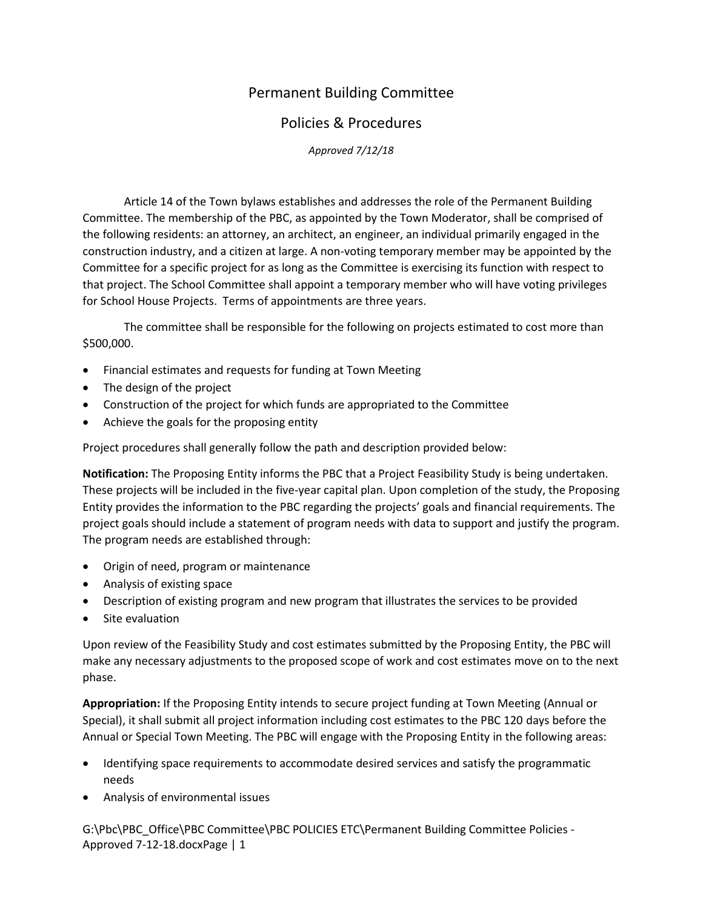# Permanent Building Committee

## Policies & Procedures

*Approved 7/12/18*

Article 14 of the Town bylaws establishes and addresses the role of the Permanent Building Committee. The membership of the PBC, as appointed by the Town Moderator, shall be comprised of the following residents: an attorney, an architect, an engineer, an individual primarily engaged in the construction industry, and a citizen at large. A non-voting temporary member may be appointed by the Committee for a specific project for as long as the Committee is exercising its function with respect to that project. The School Committee shall appoint a temporary member who will have voting privileges for School House Projects. Terms of appointments are three years.

The committee shall be responsible for the following on projects estimated to cost more than $500,000.

- Financial estimates and requests for funding at Town Meeting
- The design of the project
- Construction of the project for which funds are appropriated to the Committee
- Achieve the goals for the proposing entity

Project procedures shall generally follow the path and description provided below:

**Notification:** The Proposing Entity informs the PBC that a Project Feasibility Study is being undertaken. These projects will be included in the five-year capital plan. Upon completion of the study, the Proposing Entity provides the information to the PBC regarding the projects' goals and financial requirements. The project goals should include a statement of program needs with data to support and justify the program. The program needs are established through:

- Origin of need, program or maintenance
- Analysis of existing space
- Description of existing program and new program that illustrates the services to be provided
- Site evaluation

Upon review of the Feasibility Study and cost estimates submitted by the Proposing Entity, the PBC will make any necessary adjustments to the proposed scope of work and cost estimates move on to the next phase.

**Appropriation:** If the Proposing Entity intends to secure project funding at Town Meeting (Annual or Special), it shall submit all project information including cost estimates to the PBC 120 days before the Annual or Special Town Meeting. The PBC will engage with the Proposing Entity in the following areas:

- Identifying space requirements to accommodate desired services and satisfy the programmatic needs
- Analysis of environmental issues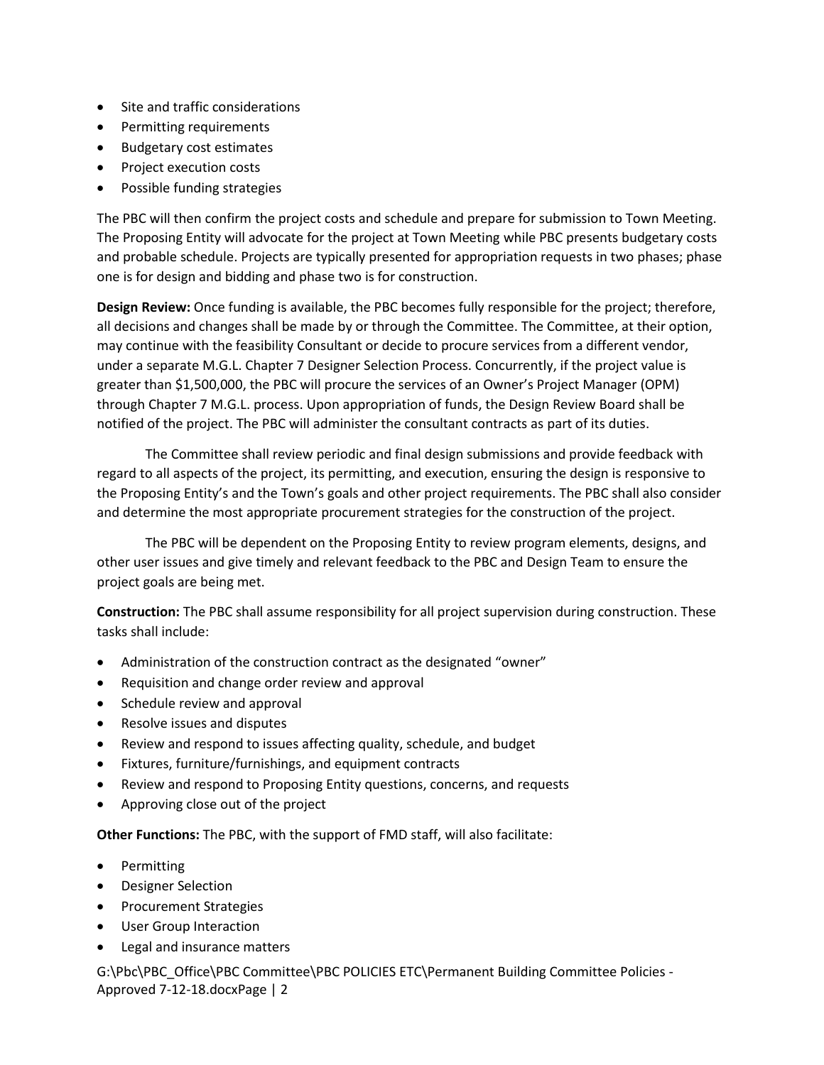- Site and traffic considerations
- Permitting requirements
- Budgetary cost estimates
- Project execution costs
- Possible funding strategies

The PBC will then confirm the project costs and schedule and prepare for submission to Town Meeting. The Proposing Entity will advocate for the project at Town Meeting while PBC presents budgetary costs and probable schedule. Projects are typically presented for appropriation requests in two phases; phase one is for design and bidding and phase two is for construction.

**Design Review:** Once funding is available, the PBC becomes fully responsible for the project; therefore, all decisions and changes shall be made by or through the Committee. The Committee, at their option, may continue with the feasibility Consultant or decide to procure services from a different vendor, under a separate M.G.L. Chapter 7 Designer Selection Process. Concurrently, if the project value is greater than $1,500,000, the PBC will procure the services of an Owner's Project Manager (OPM) through Chapter 7 M.G.L. process. Upon appropriation of funds, the Design Review Board shall be notified of the project. The PBC will administer the consultant contracts as part of its duties.

The Committee shall review periodic and final design submissions and provide feedback with regard to all aspects of the project, its permitting, and execution, ensuring the design is responsive to the Proposing Entity's and the Town's goals and other project requirements. The PBC shall also consider and determine the most appropriate procurement strategies for the construction of the project.

The PBC will be dependent on the Proposing Entity to review program elements, designs, and other user issues and give timely and relevant feedback to the PBC and Design Team to ensure the project goals are being met.

**Construction:** The PBC shall assume responsibility for all project supervision during construction. These tasks shall include:

- Administration of the construction contract as the designated "owner"
- Requisition and change order review and approval
- Schedule review and approval
- Resolve issues and disputes
- Review and respond to issues affecting quality, schedule, and budget
- Fixtures, furniture/furnishings, and equipment contracts
- Review and respond to Proposing Entity questions, concerns, and requests
- Approving close out of the project

**Other Functions:** The PBC, with the support of FMD staff, will also facilitate:

- Permitting
- Designer Selection
- Procurement Strategies
- User Group Interaction
- Legal and insurance matters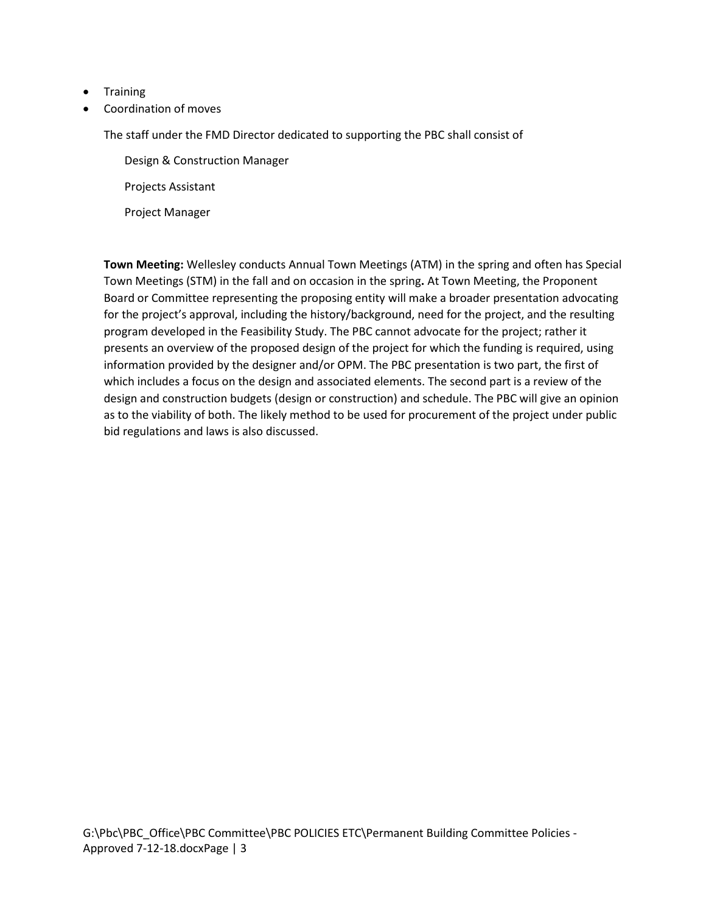- Training
- Coordination of moves

The staff under the FMD Director dedicated to supporting the PBC shall consist of

Design & Construction Manager

Projects Assistant

Project Manager

**Town Meeting:** Wellesley conducts Annual Town Meetings (ATM) in the spring and often has Special Town Meetings (STM) in the fall and on occasion in the spring**.** At Town Meeting, the Proponent Board or Committee representing the proposing entity will make a broader presentation advocating for the project's approval, including the history/background, need for the project, and the resulting program developed in the Feasibility Study. The PBC cannot advocate for the project; rather it presents an overview of the proposed design of the project for which the funding is required, using information provided by the designer and/or OPM. The PBC presentation is two part, the first of which includes a focus on the design and associated elements. The second part is a review of the design and construction budgets (design or construction) and schedule. The PBC will give an opinion as to the viability of both. The likely method to be used for procurement of the project under public bid regulations and laws is also discussed.